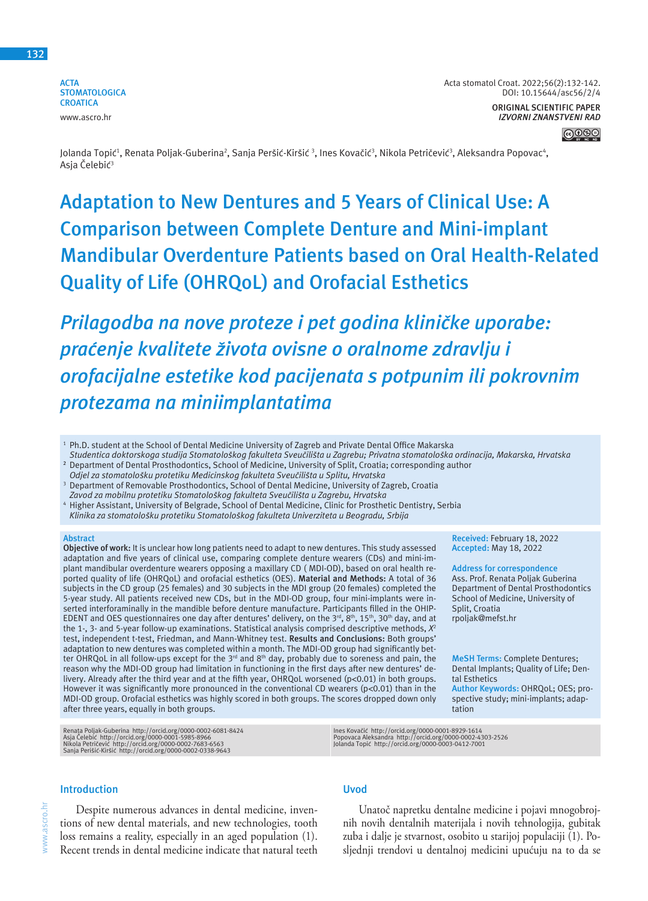ACTA STOMATOLOGICA CROATICA
www.ascro.hr

Acta stomatol Croat. 2022;56(2):132-142.
DOI: 10.15644/asc56/2/4

ORIGINAL SCIENTIFIC PAPER
*IZVORNI ZNANSTVENI RAD*

Jolanda Topić[1], Renata Poljak-Guberina[2], Sanja Peršić-Kiršić [3], Ines Kovačić[3], Nikola Petričević[3], Aleksandra Popovac[4], Asja Čelebić[3]

# Adaptation to New Dentures and 5 Years of Clinical Use: A Comparison between Complete Denture and Mini-implant Mandibular Overdenture Patients based on Oral Health-Related Quality of Life (OHRQoL) and Orofacial Esthetics

# *Prilagodba na nove proteze i pet godina kliničke uporabe: praćenje kvalitete života ovisne o oralnome zdravlju i orofacijalne estetike kod pacijenata s potpunim ili pokrovnim protezama na miniimplantatima*

[1] Ph.D. student at the School of Dental Medicine University of Zagreb and Private Dental Office Makarska
*Studentica doktorskoga studija Stomatološkog fakulteta Sveučilišta u Zagrebu; Privatna stomatološka ordinacija, Makarska, Hrvatska*

[2] Department of Dental Prosthodontics, School of Medicine, University of Split, Croatia; corresponding author
*Odjel za stomatološku protetiku Medicinskog fakulteta Sveučilišta u Splitu, Hrvatska*

[3] Department of Removable Prosthodontics, School of Dental Medicine, University of Zagreb, Croatia
*Zavod za mobilnu protetiku Stomatološkog fakulteta Sveučilišta u Zagrebu, Hrvatska*

[4] Higher Assistant, University of Belgrade, School of Dental Medicine, Clinic for Prosthetic Dentistry, Serbia
*Klinika za stomatološku protetiku Stomatološkog fakulteta Univerziteta u Beogradu, Srbija*

## Abstract

**Objective of work:** It is unclear how long patients need to adapt to new dentures. This study assessed adaptation and five years of clinical use, comparing complete denture wearers (CDs) and mini-implant mandibular overdenture wearers opposing a maxillary CD ( MDI-OD), based on oral health reported quality of life (OHRQoL) and orofacial esthetics (OES). **Material and Methods:** A total of 36 subjects in the CD group (25 females) and 30 subjects in the MDI group (20 females) completed the 5-year study. All patients received new CDs, but in the MDI-OD group, four mini-implants were inserted interforaminally in the mandible before denture manufacture. Participants filled in the OHIP-EDENT and OES questionnaires one day after dentures' delivery, on the 3rd, 8th, 15th, 30th day, and at the 1-, 3- and 5-year follow-up examinations. Statistical analysis comprised descriptive methods, $X^2$ test, independent t-test, Friedman, and Mann-Whitney test. **Results and Conclusions:** Both groups' adaptation to new dentures was completed within a month. The MDI-OD group had significantly better OHRQoL in all follow-ups except for the 3rd and 8th day, probably due to soreness and pain, the reason why the MDI-OD group had limitation in functioning in the first days after new dentures' delivery. Already after the third year and at the fifth year, OHRQoL worsened ($p<0.01$) in both groups. However it was significantly more pronounced in the conventional CD wearers ($p<0.01$) than in the MDI-OD group. Orofacial esthetics was highly scored in both groups. The scores dropped down only after three years, equally in both groups.

**Received:** February 18, 2022
**Accepted:** May 18, 2022

**Address for correspondence**
Ass. Prof. Renata Poljak Guberina
Department of Dental Prosthodontics
School of Medicine, University of Split, Croatia
rpoljak@mefst.hr

**MeSH Terms:** Complete Dentures; Dental Implants; Quality of Life; Dental Esthetics
**Author Keywords:** OHRQoL; OES; prospective study; mini-implants; adaptation

Renata Poljak-Guberina http://orcid.org/0000-0002-6081-8424
Asja Čelebić http://orcid.org/0000-0001-5985-8966
Nikola Petričević http://orcid.org/0000-0002-7683-6563
Sanja Perišić-Kiršić http://orcid.org/0000-0002-0338-9643
Ines Kovačić http://orcid.org/0000-0001-8929-1614
Popovaca Aleksandra http://orcid.org/0000-0002-4303-2526
Jolanda Topić http://orcid.org/0000-0003-0412-7001

## Introduction

Despite numerous advances in dental medicine, inventions of new dental materials, and new technologies, tooth loss remains a reality, especially in an aged population (1). Recent trends in dental medicine indicate that natural teeth

## Uvod

Unatoč napretku dentalne medicine i pojavi mnogobrojnih novih dentalnih materijala i novih tehnologija, gubitak zuba i dalje je stvarnost, osobito u starijoj populaciji (1). Posljednji trendovi u dentalnoj medicini upućuju na to da se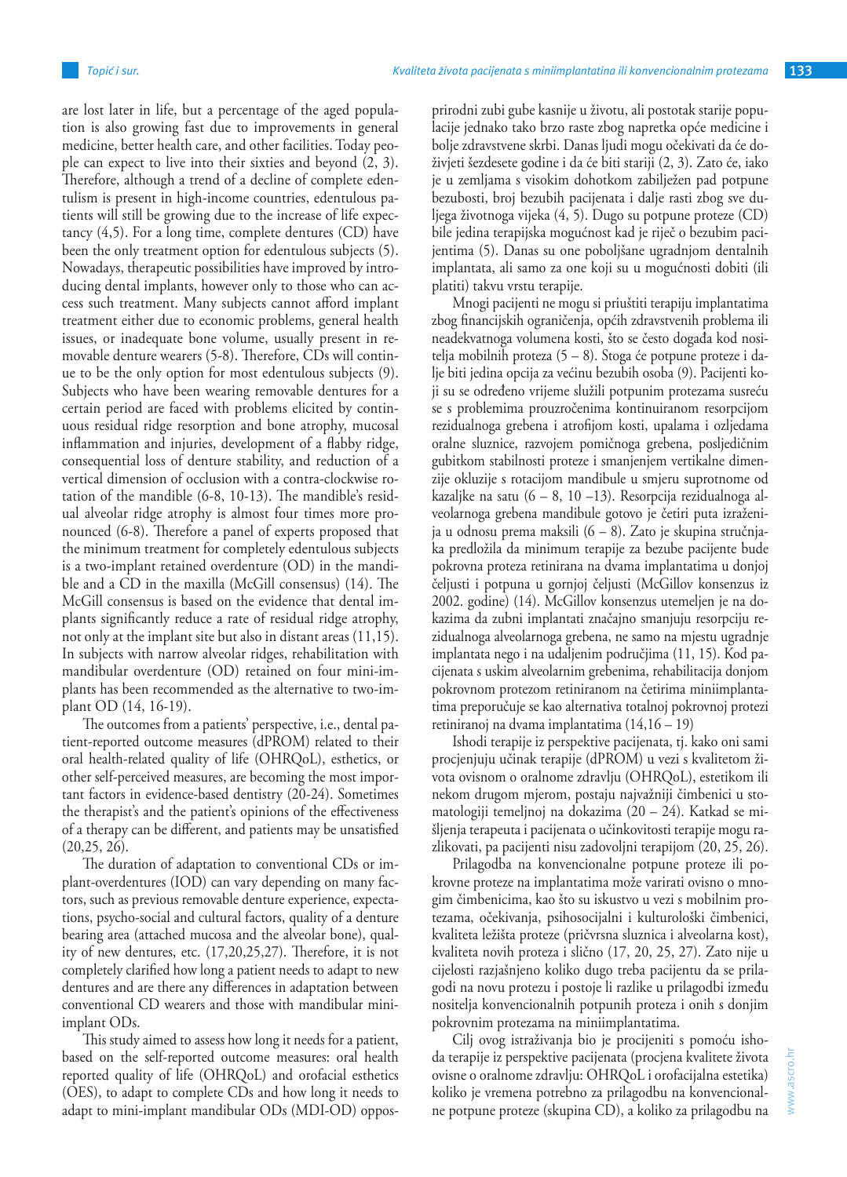are lost later in life, but a percentage of the aged population is also growing fast due to improvements in general medicine, better health care, and other facilities. Today people can expect to live into their sixties and beyond (2, 3). Therefore, although a trend of a decline of complete edentulism is present in high-income countries, edentulous patients will still be growing due to the increase of life expectancy (4,5). For a long time, complete dentures (CD) have been the only treatment option for edentulous subjects (5). Nowadays, therapeutic possibilities have improved by introducing dental implants, however only to those who can access such treatment. Many subjects cannot afford implant treatment either due to economic problems, general health issues, or inadequate bone volume, usually present in removable denture wearers (5-8). Therefore, CDs will continue to be the only option for most edentulous subjects (9). Subjects who have been wearing removable dentures for a certain period are faced with problems elicited by continuous residual ridge resorption and bone atrophy, mucosal inflammation and injuries, development of a flabby ridge, consequential loss of denture stability, and reduction of a vertical dimension of occlusion with a contra-clockwise rotation of the mandible (6-8, 10-13). The mandible's residual alveolar ridge atrophy is almost four times more pronounced (6-8). Therefore a panel of experts proposed that the minimum treatment for completely edentulous subjects is a two-implant retained overdenture (OD) in the mandible and a CD in the maxilla (McGill consensus) (14). The McGill consensus is based on the evidence that dental implants significantly reduce a rate of residual ridge atrophy, not only at the implant site but also in distant areas (11,15). In subjects with narrow alveolar ridges, rehabilitation with mandibular overdenture (OD) retained on four mini-implants has been recommended as the alternative to two-implant OD (14, 16-19).

The outcomes from a patients' perspective, i.e., dental patient-reported outcome measures (dPROM) related to their oral health-related quality of life (OHRQoL), esthetics, or other self-perceived measures, are becoming the most important factors in evidence-based dentistry (20-24). Sometimes the therapist's and the patient's opinions of the effectiveness of a therapy can be different, and patients may be unsatisfied (20,25, 26).

The duration of adaptation to conventional CDs or implant-overdentures (IOD) can vary depending on many factors, such as previous removable denture experience, expectations, psycho-social and cultural factors, quality of a denture bearing area (attached mucosa and the alveolar bone), quality of new dentures, etc. (17,20,25,27). Therefore, it is not completely clarified how long a patient needs to adapt to new dentures and are there any differences in adaptation between conventional CD wearers and those with mandibular mini-implant ODs.

This study aimed to assess how long it needs for a patient, based on the self-reported outcome measures: oral health reported quality of life (OHRQoL) and orofacial esthetics (OES), to adapt to complete CDs and how long it needs to adapt to mini-implant mandibular ODs (MDI-OD) oppos-

prirodni zubi gube kasnije u životu, ali postotak starije populacije jednako tako brzo raste zbog napretka opće medicine i bolje zdravstvene skrbi. Danas ljudi mogu očekivati da će doživjeti šezdesete godine i da će biti stariji (2, 3). Zato će, iako je u zemljama s visokim dohotkom zabilježen pad potpune bezubosti, broj bezubih pacijenata i dalje rasti zbog sve duljega životnoga vijeka (4, 5). Dugo su potpune proteze (CD) bile jedina terapijska mogućnost kad je riječ o bezubim pacijentima (5). Danas su one poboljšane ugradnjom dentalnih implantata, ali samo za one koji su u mogućnosti dobiti (ili platiti) takvu vrstu terapije.

Mnogi pacijenti ne mogu si priuštiti terapiju implantatima zbog financijskih ograničenja, općih zdravstvenih problema ili neadekvatnoga volumena kosti, što se često događa kod nositelja mobilnih proteza (5 – 8). Stoga će potpune proteze i dalje biti jedina opcija za većinu bezubih osoba (9). Pacijenti koji su se određeno vrijeme služili potpunim protezama susreću se s problemima prouzročenima kontinuiranom resorpcijom rezidualnoga grebena i atrofijom kosti, upalama i ozljedama oralne sluznice, razvojem pomičnoga grebena, posljedičnim gubitkom stabilnosti proteze i smanjenjem vertikalne dimenzije okluzije s rotacijom mandibule u smjeru suprotnome od kazaljke na satu (6 – 8, 10 –13). Resorpcija rezidualnoga alveolarnoga grebena mandibule gotovo je četiri puta izraženija u odnosu prema maksili (6 – 8). Zato je skupina stručnjaka predložila da minimum terapije za bezube pacijente bude pokrovna proteza retinirana na dvama implantatima u donjoj čeljusti i potpuna u gornjoj čeljusti (McGillov konsenzus iz 2002. godine) (14). McGillov konsenzus utemeljen je na dokazima da zubni implantati značajno smanjuju resorpciju rezidualnoga alveolarnoga grebena, ne samo na mjestu ugradnje implantata nego i na udaljenim područjima (11, 15). Kod pacijenata s uskim alveolarnim grebenima, rehabilitacija donjom pokrovnom protezom retiniranom na četirima miniimplantatima preporučuje se kao alternativa totalnoj pokrovnoj protezi retiniranoj na dvama implantatima (14,16 – 19)

Ishodi terapije iz perspektive pacijenata, tj. kako oni sami procjenjuju učinak terapije (dPROM) u vezi s kvalitetom života ovisnom o oralnome zdravlju (OHRQoL), estetikom ili nekom drugom mjerom, postaju najvažniji čimbenici u stomatologiji temeljnoj na dokazima (20 – 24). Katkad se mišljenja terapeuta i pacijenata o učinkovitosti terapije mogu razlikovati, pa pacijenti nisu zadovoljni terapijom (20, 25, 26).

Prilagodba na konvencionalne potpune proteze ili pokrovne proteze na implantatima može varirati ovisno o mnogim čimbenicima, kao što su iskustvo u vezi s mobilnim protezama, očekivanja, psihosocijalni i kulturološki čimbenici, kvaliteta ležišta proteze (pričvrsna sluznica i alveolarna kost), kvaliteta novih proteza i slično (17, 20, 25, 27). Zato nije u cijelosti razjašnjeno koliko dugo treba pacijentu da se prilagodi na novu protezu i postoje li razlike u prilagodbi između nositelja konvencionalnih potpunih proteza i onih s donjim pokrovnim protezama na miniimplantatima.

Cilj ovog istraživanja bio je procijeniti s pomoću ishoda terapije iz perspektive pacijenata (procjena kvalitete života ovisne o oralnome zdravlju: OHRQoL i orofacijalna estetika) koliko je vremena potrebno za prilagodbu na konvencionalne potpune proteze (skupina CD), a koliko za prilagodbu na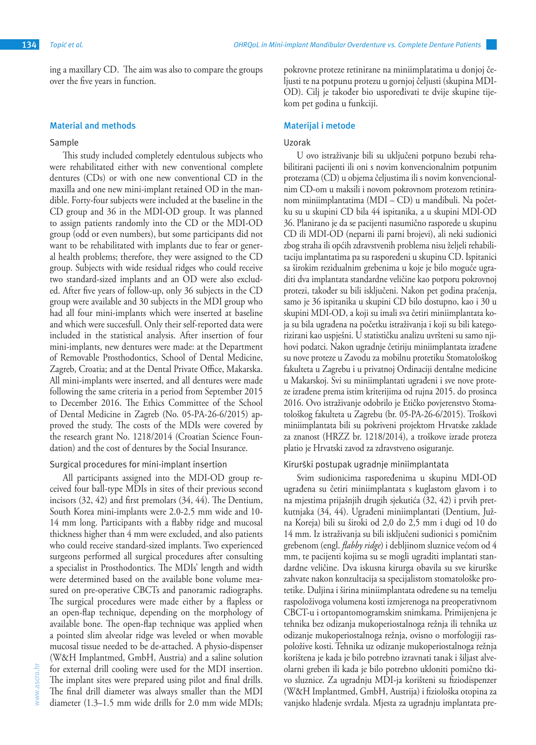ing a maxillary CD. The aim was also to compare the groups over the five years in function.

## Material and methods

### Sample

This study included completely edentulous subjects who were rehabilitated either with new conventional complete dentures (CDs) or with one new conventional CD in the maxilla and one new mini-implant retained OD in the mandible. Forty-four subjects were included at the baseline in the CD group and 36 in the MDI-OD group. It was planned to assign patients randomly into the CD or the MDI-OD group (odd or even numbers), but some participants did not want to be rehabilitated with implants due to fear or general health problems; therefore, they were assigned to the CD group. Subjects with wide residual ridges who could receive two standard-sized implants and an OD were also excluded. After five years of follow-up, only 36 subjects in the CD group were available and 30 subjects in the MDI group who had all four mini-implants which were inserted at baseline and which were succesfull. Only their self-reported data were included in the statistical analysis. After insertion of four mini-implants, new dentures were made: at the Department of Removable Prosthodontics, School of Dental Medicine, Zagreb, Croatia; and at the Dental Private Office, Makarska. All mini-implants were inserted, and all dentures were made following the same criteria in a period from September 2015 to December 2016. The Ethics Committee of the School of Dental Medicine in Zagreb (No. 05-PA-26-6/2015) approved the study. The costs of the MDIs were covered by the research grant No. 1218/2014 (Croatian Science Foundation) and the cost of dentures by the Social Insurance.

### Surgical procedures for mini-implant insertion

All participants assigned into the MDI-OD group received four ball-type MDIs in sites of their previous second incisors (32, 42) and first premolars (34, 44). The Dentium, South Korea mini-implants were 2.0-2.5 mm wide and 10-14 mm long. Participants with a flabby ridge and mucosal thickness higher than 4 mm were excluded, and also patients who could receive standard-sized implants. Two experienced surgeons performed all surgical procedures after consulting a specialist in Prosthodontics. The MDIs' length and width were determined based on the available bone volume measured on pre-operative CBCTs and panoramic radiographs. The surgical procedures were made either by a flapless or an open-flap technique, depending on the morphology of available bone. The open-flap technique was applied when a pointed slim alveolar ridge was leveled or when movable mucosal tissue needed to be de-attached. A physio-dispenser (W&H Implantmed, GmbH, Austria) and a saline solution for external drill cooling were used for the MDI insertion. The implant sites were prepared using pilot and final drills. The final drill diameter was always smaller than the MDI diameter (1.3–1.5 mm wide drills for 2.0 mm wide MDIs;

pokrovne proteze retinirane na miniimplatatima u donjoj čeljusti te na potpunu protezu u gornjoj čeljusti (skupina MDI-OD). Cilj je također bio uspoređivati te dvije skupine tijekom pet godina u funkciji.

## Materijal i metode

### Uzorak

U ovo istraživanje bili su uključeni potpuno bezubi rehabilitirani pacijenti ili oni s novim konvencionalnim potpunim protezama (CD) u objema čeljustima ili s novim konvencionalnim CD-om u maksili i novom pokrovnom protezom retiniranom miniimplantatima (MDI – CD) u mandibuli. Na početku su u skupini CD bila 44 ispitanika, a u skupini MDI-OD 36. Planirano je da se pacijenti nasumično rasporede u skupinu CD ili MDI-OD (neparni ili parni brojevi), ali neki sudionici zbog straha ili općih zdravstvenih problema nisu željeli rehabilitaciju implantatima pa su raspoređeni u skupinu CD. Ispitanici sa širokim rezidualnim grebenima u koje je bilo moguće ugraditi dva implantata standardne veličine kao potporu pokrovnoj protezi, također su bili isključeni. Nakon pet godina praćenja, samo je 36 ispitanika u skupini CD bilo dostupno, kao i 30 u skupini MDI-OD, a koji su imali sva četiri miniimplantata koja su bila ugrađena na početku istraživanja i koji su bili kategorizirani kao uspješni. U statističku analizu uvršteni su samo njihovi podatci. Nakon ugradnje četiriju miniimplantata izrađene su nove proteze u Zavodu za mobilnu protetiku Stomatološkog fakulteta u Zagrebu i u privatnoj Ordinaciji dentalne medicine u Makarskoj. Svi su miniimplantati ugrađeni i sve nove proteze izrađene prema istim kriterijima od rujna 2015. do prosinca 2016. Ovo istraživanje odobrilo je Etičko povjerenstvo Stomatološkog fakulteta u Zagrebu (br. 05-PA-26-6/2015). Troškovi miniimplantata bili su pokriveni projektom Hrvatske zaklade za znanost (HRZZ br. 1218/2014), a troškove izrade proteza platio je Hrvatski zavod za zdravstveno osiguranje.

### Kirurški postupak ugradnje miniimplantata

Svim sudionicima raspoređenima u skupinu MDI-OD ugrađena su četiri miniimplantata s kuglastom glavom i to na mjestima prijašnjih drugih sjekutića (32, 42) i prvih pretkutnjaka (34, 44). Ugrađeni miniimplantati (Dentium, Južna Koreja) bili su široki od 2,0 do 2,5 mm i dugi od 10 do 14 mm. Iz istraživanja su bili isključeni sudionici s pomičnim grebenom (engl. *flabby ridge*) i debljinom sluznice većom od 4 mm, te pacijenti kojima su se mogli ugraditi implantati standardne veličine. Dva iskusna kirurga obavila su sve kirurške zahvate nakon konzultacija sa specijalistom stomatološke protetike. Duljina i širina miniimplantata određene su na temelju raspoloživoga volumena kosti izmjerenoga na preoperativnom CBCT-u i ortopantomogramskim snimkama. Primijenjena je tehnika bez odizanja mukoperiostalnoga režnja ili tehnika uz odizanje mukoperiostalnoga režnja, ovisno o morfologiji raspoložive kosti. Tehnika uz odizanje mukoperiostalnoga režnja korištena je kada je bilo potrebno izravnati tanak i šiljast alveolarni greben ili kada je bilo potrebno ukloniti pomično tkivo sluznice. Za ugradnju MDI-ja korišteni su fiziodispenzer (W&H Implantmed, GmbH, Austrija) i fiziološka otopina za vanjsko hlađenje svrdala. Mjesta za ugradnju implantata pre-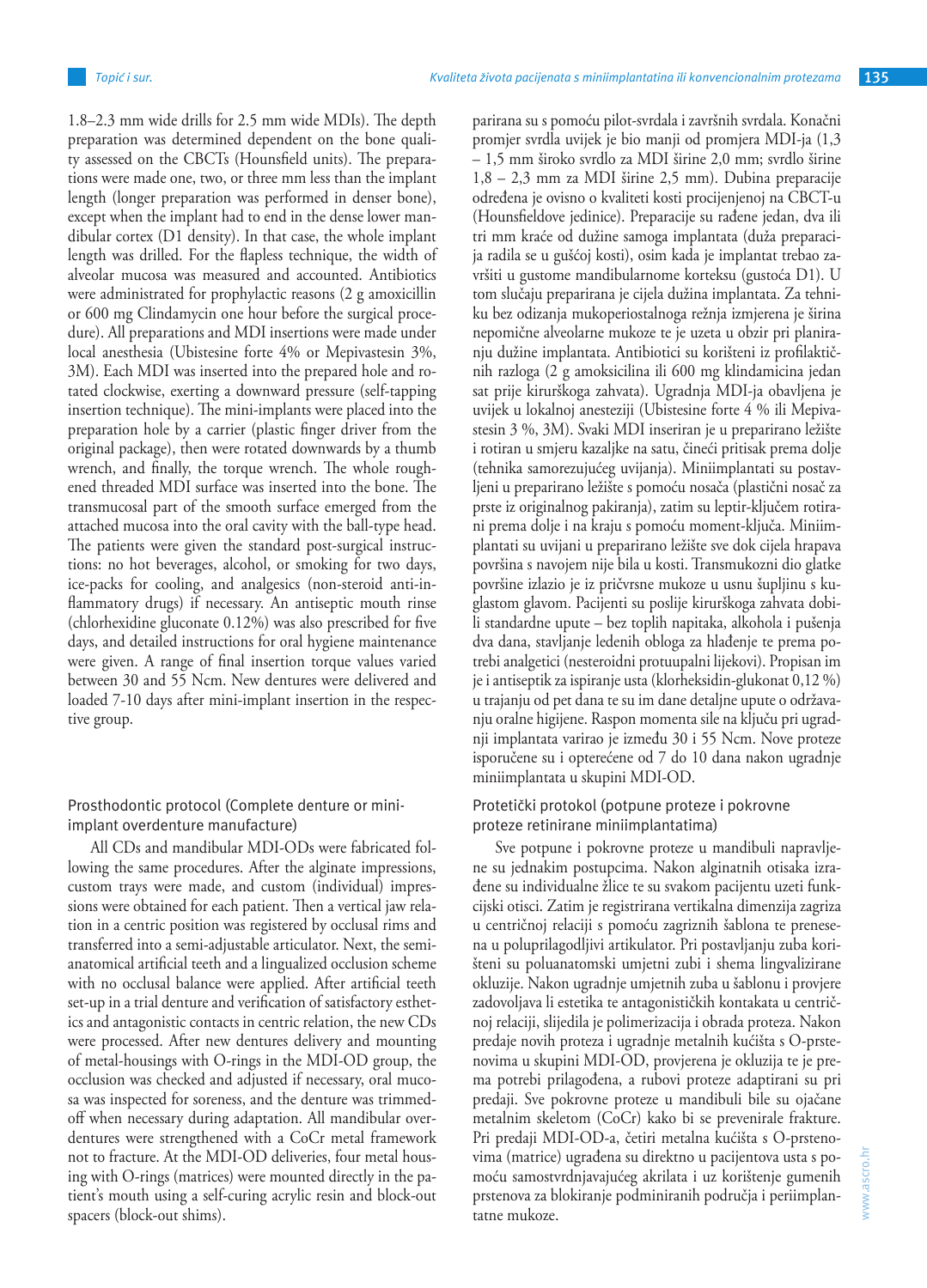1.8–2.3 mm wide drills for 2.5 mm wide MDIs). The depth preparation was determined dependent on the bone quality assessed on the CBCTs (Hounsfield units). The preparations were made one, two, or three mm less than the implant length (longer preparation was performed in denser bone), except when the implant had to end in the dense lower mandibular cortex (D1 density). In that case, the whole implant length was drilled. For the flapless technique, the width of alveolar mucosa was measured and accounted. Antibiotics were administrated for prophylactic reasons (2 g amoxicillin or 600 mg Clindamycin one hour before the surgical procedure). All preparations and MDI insertions were made under local anesthesia (Ubistesine forte 4% or Mepivastesin 3%, 3M). Each MDI was inserted into the prepared hole and rotated clockwise, exerting a downward pressure (self-tapping insertion technique). The mini-implants were placed into the preparation hole by a carrier (plastic finger driver from the original package), then were rotated downwards by a thumb wrench, and finally, the torque wrench. The whole roughened threaded MDI surface was inserted into the bone. The transmucosal part of the smooth surface emerged from the attached mucosa into the oral cavity with the ball-type head. The patients were given the standard post-surgical instructions: no hot beverages, alcohol, or smoking for two days, ice-packs for cooling, and analgesics (non-steroid anti-inflammatory drugs) if necessary. An antiseptic mouth rinse (chlorhexidine gluconate 0.12%) was also prescribed for five days, and detailed instructions for oral hygiene maintenance were given. A range of final insertion torque values varied between 30 and 55 Ncm. New dentures were delivered and loaded 7-10 days after mini-implant insertion in the respective group.

### Prosthodontic protocol (Complete denture or mini-implant overdenture manufacture)

All CDs and mandibular MDI-ODs were fabricated following the same procedures. After the alginate impressions, custom trays were made, and custom (individual) impressions were obtained for each patient. Then a vertical jaw relation in a centric position was registered by occlusal rims and transferred into a semi-adjustable articulator. Next, the semi-anatomical artificial teeth and a lingualized occlusion scheme with no occlusal balance were applied. After artificial teeth set-up in a trial denture and verification of satisfactory esthetics and antagonistic contacts in centric relation, the new CDs were processed. After new dentures delivery and mounting of metal-housings with O-rings in the MDI-OD group, the occlusion was checked and adjusted if necessary, oral mucosa was inspected for soreness, and the denture was trimmed-off when necessary during adaptation. All mandibular overdentures were strengthened with a CoCr metal framework not to fracture. At the MDI-OD deliveries, four metal housing with O-rings (matrices) were mounted directly in the patient's mouth using a self-curing acrylic resin and block-out spacers (block-out shims).

parirana su s pomoću pilot-svrdala i završnih svrdala. Konačni promjer svrdla uvijek je bio manji od promjera MDI-ja (1,3 – 1,5 mm široko svrdlo za MDI širine 2,0 mm; svrdlo širine 1,8 – 2,3 mm za MDI širine 2,5 mm). Dubina preparacije određena je ovisno o kvaliteti kosti procijenjenoj na CBCT-u (Hounsfieldove jedinice). Preparacije su rađene jedan, dva ili tri mm kraće od dužine samoga implantata (duža preparacija radila se u gušćoj kosti), osim kada je implantat trebao završiti u gustome mandibularnome korteksu (gustoća D1). U tom slučaju preparirana je cijela dužina implantata. Za tehniku bez odizanja mukoperiostalnoga režnja izmjerena je širina nepomične alveolarne mukoze te je uzeta u obzir pri planiranju dužine implantata. Antibiotici su korišteni iz profilaktičnih razloga (2 g amoksicilina ili 600 mg klindamicina jedan sat prije kirurškoga zahvata). Ugradnja MDI-ja obavljena je uvijek u lokalnoj anesteziji (Ubistesine forte 4 % ili Mepivastesin 3 %, 3M). Svaki MDI inseriran je u preparirano ležište i rotiran u smjeru kazaljke na satu, čineći pritisak prema dolje (tehnika samorezujućeg uvijanja). Miniimplantati su postavljeni u preparirano ležište s pomoću nosača (plastični nosač za prste iz originalnog pakiranja), zatim su leptir-ključem rotirani prema dolje i na kraju s pomoću moment-ključa. Miniimplantati su uvijani u preparirano ležište sve dok cijela hrapava površina s navojem nije bila u kosti. Transmukozni dio glatke površine izlazio je iz pričvrsne mukoze u usnu šupljinu s kuglastom glavom. Pacijenti su poslije kirurškoga zahvata dobili standardne upute – bez toplih napitaka, alkohola i pušenja dva dana, stavljanje ledenih obloga za hlađenje te prema potrebi analgetici (nesteroidni protuupalni lijekovi). Propisan im je i antiseptik za ispiranje usta (klorheksidin-glukonat 0,12 %) u trajanju od pet dana te su im dane detaljne upute o održavanju oralne higijene. Raspon momenta sile na ključu pri ugradnji implantata varirao je između 30 i 55 Ncm. Nove proteze isporučene su i opterećene od 7 do 10 dana nakon ugradnje miniimplantata u skupini MDI-OD.

### Protetički protokol (potpune proteze i pokrovne proteze retinirane miniimplantatima)

Sve potpune i pokrovne proteze u mandibuli napravljene su jednakim postupcima. Nakon alginatnih otisaka izrađene su individualne žlice te su svakom pacijentu uzeti funkcijski otisci. Zatim je registrirana vertikalna dimenzija zagriza u centričnoj relaciji s pomoću zagriznih šablona te prenesena u poluprilagodljivi artikulator. Pri postavljanju zuba korišteni su poluanatomski umjetni zubi i shema lingvalizirane okluzije. Nakon ugradnje umjetnih zuba u šablonu i provjere zadovoljavajuće estetike te antagonističkih kontakata u centričnoj relaciji, slijedila je polimerizacija i obrada proteza. Nakon predaje novih proteza i ugradnje metalnih kućišta s O-prstenovima u skupini MDI-OD, provjerena je okluzija te je prema potrebi prilagođena, a rubovi proteze adaptirani su pri predaji. Sve pokrovne proteze u mandibuli bile su ojačane metalnim skeletom (CoCr) kako bi se prevenirale frakture. Pri predaji MDI-OD-a, četiri metalna kućišta s O-prstenovima (matrice) ugrađena su direktno u pacijentova usta s pomoću samostvrdnjavajućeg akrilata i uz korištenje gumenih prstenova za blokiranje podminiranih područja i periimplantatne mukoze.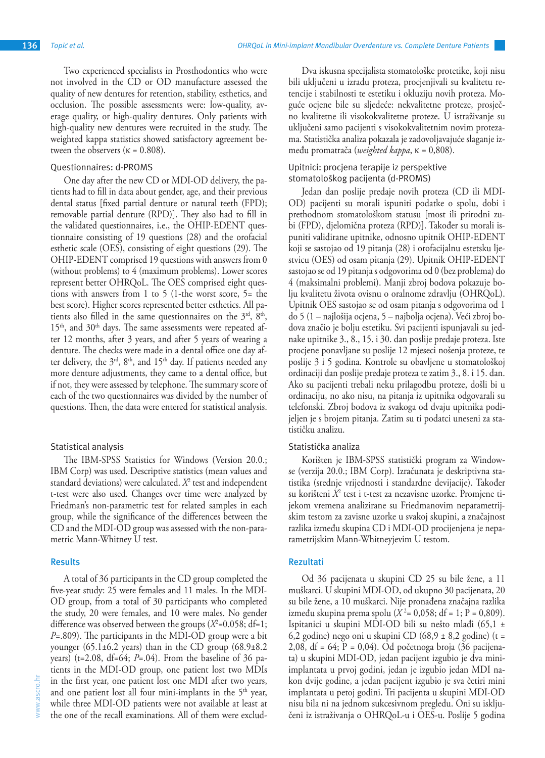Two experienced specialists in Prosthodontics who were not involved in the CD or OD manufacture assessed the quality of new dentures for retention, stability, esthetics, and occlusion. The possible assessments were: low-quality, average quality, or high-quality dentures. Only patients with high-quality new dentures were recruited in the study. The weighted kappa statistics showed satisfactory agreement between the observers (κ = 0.808).

### Questionnaires: d-PROMS

One day after the new CD or MDI-OD delivery, the patients had to fill in data about gender, age, and their previous dental status [fixed partial denture or natural teeth (FPD); removable partial denture (RPD)]. They also had to fill in the validated questionnaires, i.e., the OHIP-EDENT questionnaire consisting of 19 questions (28) and the orofacial esthetic scale (OES), consisting of eight questions (29). The OHIP-EDENT comprised 19 questions with answers from 0 (without problems) to 4 (maximum problems). Lower scores represent better OHRQoL. The OES comprised eight questions with answers from 1 to 5 (1-the worst score, 5= the best score). Higher scores represented better esthetics. All patients also filled in the same questionnaires on the 3rd, 8th, 15th, and 30th days. The same assessments were repeated after 12 months, after 3 years, and after 5 years of wearing a denture. The checks were made in a dental office one day after delivery, the 3rd, 8th, and 15th day. If patients needed any more denture adjustments, they came to a dental office, but if not, they were assessed by telephone. The summary score of each of the two questionnaires was divided by the number of questions. Then, the data were entered for statistical analysis.

### Statistical analysis

The IBM-SPSS Statistics for Windows (Version 20.0.; IBM Corp) was used. Descriptive statistics (mean values and standard deviations) were calculated. $X^2$ test and independent t-test were also used. Changes over time were analyzed by Friedman's non-parametric test for related samples in each group, while the significance of the differences between the CD and the MDI-OD group was assessed with the non-parametric Mann-Whitney U test.

## Results

A total of 36 participants in the CD group completed the five-year study: 25 were females and 11 males. In the MDI-OD group, from a total of 30 participants who completed the study, 20 were females, and 10 were males. No gender difference was observed between the groups ($X^2$=0.058; df=1; $P$=.809). The participants in the MDI-OD group were a bit younger (65.1±6.2 years) than in the CD group (68.9±8.2 years) (t=2.08, df=64; $P$=.04). From the baseline of 36 patients in the MDI-OD group, one patient lost two MDIs in the first year, one patient lost one MDI after two years, and one patient lost all four mini-implants in the 5th year, while three MDI-OD patients were not available at least at the one of the recall examinations. All of them were exclud-

Dva iskusna specijalista stomatološke protetike, koji nisu bili uključeni u izradu proteza, procjenjivali su kvalitetu retencije i stabilnosti te estetiku i okluziju novih proteza. Moguće ocjene bile su sljedeće: nekvalitetne proteze, prosječno kvalitetne ili visokokvalitetne proteze. U istraživanje su uključeni samo pacijenti s visokokvalitetnim novim protezama. Statistička analiza pokazala je zadovoljavajuće slaganje između promatrača (*weighted kappa*, κ = 0,808).

### Upitnici: procjena terapije iz perspektive stomatološkog pacijenta (d-PROMS)

Jedan dan poslije predaje novih proteza (CD ili MDI-OD) pacijenti su morali ispuniti podatke o spolu, dobi i prethodnom stomatološkom statusu [most ili prirodni zubi (FPD), djelomična proteza (RPD)]. Također su morali ispuniti validirane upitnike, odnosno upitnik OHIP-EDENT koji se sastojao od 19 pitanja (28) i orofacijalnu estetsku ljestvicu (OES) od osam pitanja (29). Upitnik OHIP-EDENT sastojao se od 19 pitanja s odgovorima od 0 (bez problema) do 4 (maksimalni problemi). Manji zbroj bodova pokazuje bolju kvalitetu života ovisnu o oralnome zdravlju (OHRQoL). Upitnik OES sastojao se od osam pitanja s odgovorima od 1 do 5 (1 – najlošija ocjena, 5 – najbolja ocjena). Veći zbroj bodova značio je bolju estetiku. Svi pacijenti ispunjavali su jednake upitnike 3., 8., 15. i 30. dan poslije predaje proteza. Iste procjene ponavljane su poslije 12 mjeseci nošenja proteze, te poslije 3 i 5 godina. Kontrole su obavljene u stomatološkoj ordinaciji dan poslije predaje proteza te zatim 3., 8. i 15. dan. Ako su pacijenti trebali neku prilagodbu proteze, došli bi u ordinaciju, no ako nisu, na pitanja iz upitnika odgovarali su telefonski. Zbroj bodova iz svakoga od dvaju upitnika podijeljen je s brojem pitanja. Zatim su ti podatci uneseni za statističku analizu.

### Statistička analiza

Korišten je IBM-SPSS statistički program za Windowse (verzija 20.0.; IBM Corp). Izračunata je deskriptivna statistika (srednje vrijednosti i standardne devijacije). Također su korišteni $X^2$ test i t-test za nezavisne uzorke. Promjene tijekom vremena analizirane su Friedmanovim neparametrijskim testom za zavisne uzorke u svakoj skupini, a značajnost razlika između skupina CD i MDI-OD procijenjena je neparametrijskim Mann-Whitneyjevim U testom.

## Rezultati

Od 36 pacijenata u skupini CD 25 su bile žene, a 11 muškarci. U skupini MDI-OD, od ukupno 30 pacijenata, 20 su bile žene, a 10 muškarci. Nije pronađena značajna razlika između skupina prema spolu ($X^2$= 0,058; df = 1; P = 0,809). Ispitanici u skupini MDI-OD bili su nešto mlađi (65,1 ± 6,2 godine) nego oni u skupini CD (68,9 ± 8,2 godine) (t = 2,08, df = 64; P = 0,04). Od početnoga broja (36 pacijenata) u skupini MDI-OD, jedan pacijent izgubio je dva mini-implantata u prvoj godini, jedan je izgubio jedan MDI nakon dvije godine, a jedan pacijent izgubio je sva četiri mini implantata u petoj godini. Tri pacijenta u skupini MDI-OD nisu bila ni na jednom sukcesivnom pregledu. Oni su isključeni iz istraživanja o OHRQoL-u i OES-u. Poslije 5 godina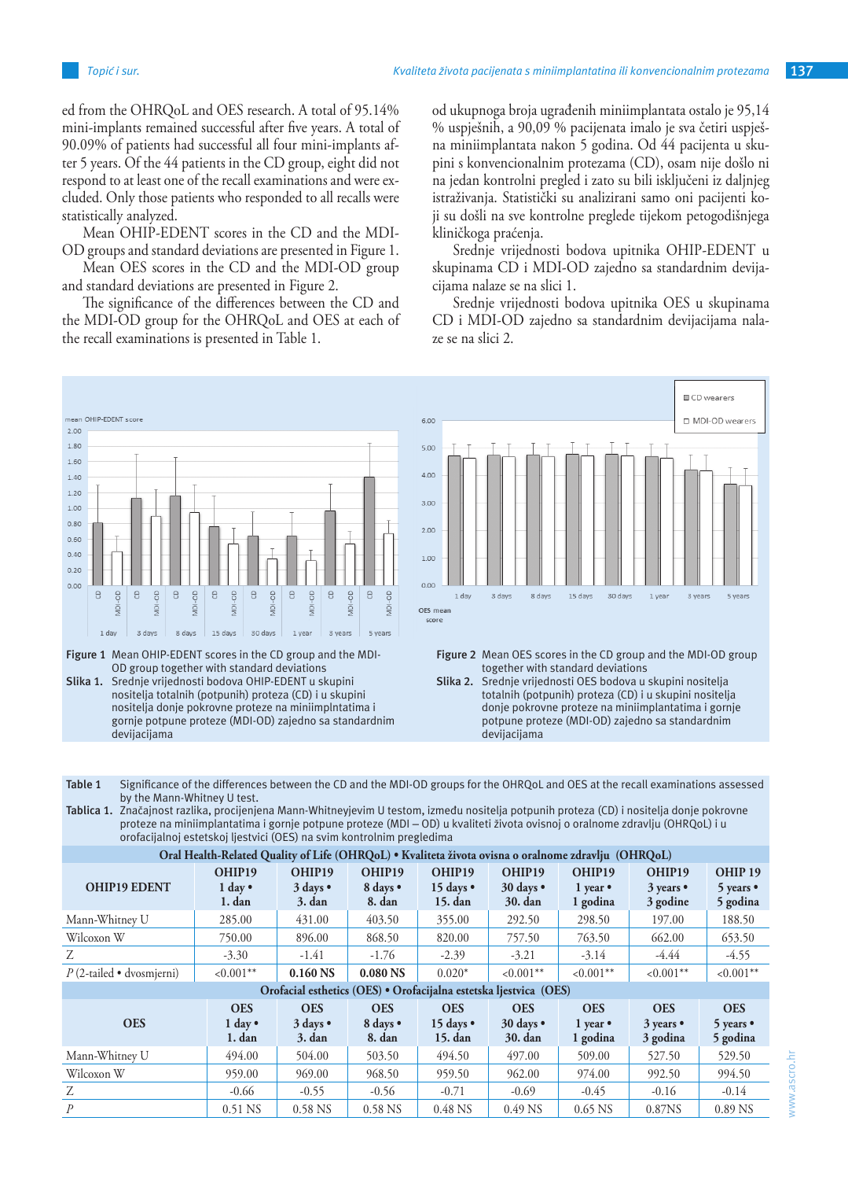ed from the OHRQoL and OES research. A total of 95.14% mini-implants remained successful after five years. A total of 90.09% of patients had successful all four mini-implants after 5 years. Of the 44 patients in the CD group, eight did not respond to at least one of the recall examinations and were excluded. Only those patients who responded to all recalls were statistically analyzed.

Mean OHIP-EDENT scores in the CD and the MDI-OD groups and standard deviations are presented in Figure 1.

Mean OES scores in the CD and the MDI-OD group and standard deviations are presented in Figure 2.

The significance of the differences between the CD and the MDI-OD group for the OHRQoL and OES at each of the recall examinations is presented in Table 1.

od ukupnoga broja ugrađenih miniimplantata ostalo je 95,14 % uspješnih, a 90,09 % pacijenata imalo je sva četiri uspješna miniimplantata nakon 5 godina. Od 44 pacijenta u skupini s konvencionalnim protezama (CD), osam nije došlo ni na jedan kontrolni pregled i zato su bili isključeni iz daljnjeg istraživanja. Statistički su analizirani samo oni pacijenti koji su došli na sve kontrolne preglede tijekom petogodišnjega kliničkoga praćenja.

Srednje vrijednosti bodova upitnika OHIP-EDENT u skupinama CD i MDI-OD zajedno sa standardnim devijacijama nalaze se na slici 1.

Srednje vrijednosti bodova upitnika OES u skupinama CD i MDI-OD zajedno sa standardnim devijacijama nalaze se na slici 2.

**Figure 1** Mean OHIP-EDENT scores in the CD group and the MDI-OD group together with standard deviations

**Slika 1.** Srednje vrijednosti bodova OHIP-EDENT u skupini nositelja totalnih (potpunih) proteza (CD) i u skupini nositelja donje pokrovne proteze na miniimplntatima i gornje potpune proteze (MDI-OD) zajedno sa standardnim devijacijama

**Figure 2** Mean OES scores in the CD group and the MDI-OD group together with standard deviations

**Slika 2.** Srednje vrijednosti OES bodova u skupini nositelja totalnih (potpunih) proteza (CD) i u skupini nositelja donje pokrovne proteze na miniimplantatima i gornje potpune proteze (MDI-OD) zajedno sa standardnim devijacijama

**Table 1** Significance of the differences between the CD and the MDI-OD groups for the OHRQoL and OES at the recall examinations assessed by the Mann-Whitney U test.

**Tablica 1.** Značajnost razlika, procijenjena Mann-Whitneyjevim U testom, između nositelja potpunih proteza (CD) i nositelja donje pokrovne proteze na miniimplantatima i gornje potpune proteze (MDI – OD) u kvaliteti života ovisnoj o oralnome zdravlju (OHRQoL) i u orofacijalnoj estetskoj ljestvici (OES) na svim kontrolnim pregledima

| Oral Health-Related Quality of Life (OHRQoL) • Kvaliteta života ovisna o oralnome zdravlju (OHRQoL) | | | | | | | | |
|---|---|---|---|---|---|---|---|---|
| **OHIP19 EDENT** | **OHIP19 1 day • 1. dan** | **OHIP19 3 days • 3. dan** | **OHIP19 8 days • 8. dan** | **OHIP19 15 days • 15. dan** | **OHIP19 30 days • 30. dan** | **OHIP19 1 year • 1 godina** | **OHIP19 3 years • 3 godine** | **OHIP 19 5 years • 5 godina** |
| Mann-Whitney U | 285.00 | 431.00 | 403.50 | 355.00 | 292.50 | 298.50 | 197.00 | 188.50 |
| Wilcoxon W | 750.00 | 896.00 | 868.50 | 820.00 | 757.50 | 763.50 | 662.00 | 653.50 |
| Z | -3.30 | -1.41 | -1.76 | -2.39 | -3.21 | -3.14 | -4.44 | -4.55 |
| *P* (2-tailed • dvosmjerni) | <0.001** | **0.160 NS** | **0.080 NS** | 0.020* | <0.001** | <0.001** | <0.001** | <0.001** |
| **Orofacial esthetics (OES) • Orofacijalna estetska ljestvica (OES)** | | | | | | | | |
| **OES** | **OES 1 day • 1. dan** | **OES 3 days • 3. dan** | **OES 8 days • 8. dan** | **OES 15 days • 15. dan** | **OES 30 days • 30. dan** | **OES 1 year • 1 godina** | **OES 3 years • 3 godina** | **OES 5 years • 5 godina** |
| Mann-Whitney U | 494.00 | 504.00 | 503.50 | 494.50 | 497.00 | 509.00 | 527.50 | 529.50 |
| Wilcoxon W | 959.00 | 969.00 | 968.50 | 959.50 | 962.00 | 974.00 | 992.50 | 994.50 |
| Z | -0.66 | -0.55 | -0.56 | -0.71 | -0.69 | -0.45 | -0.16 | -0.14 |
| *P* | 0.51 NS | 0.58 NS | 0.58 NS | 0.48 NS | 0.49 NS | 0.65 NS | 0.87NS | 0.89 NS |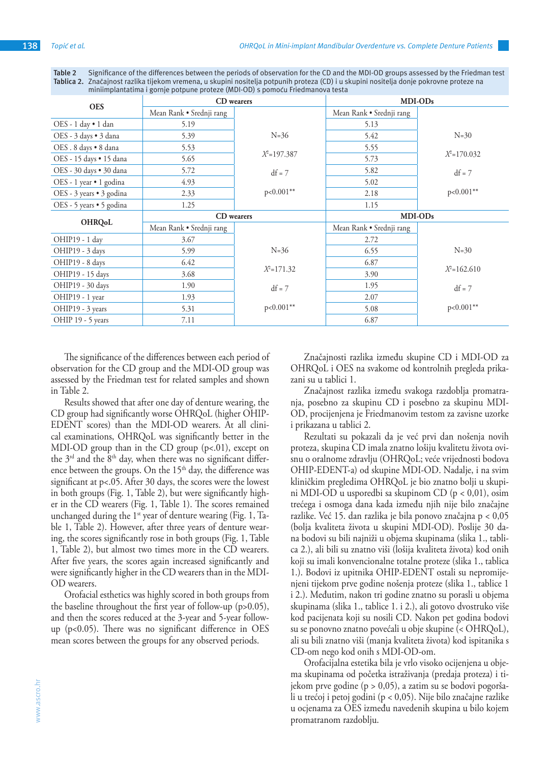**Table 2** Significance of the differences between the periods of observation for the CD and the MDI-OD groups assessed by the Friedman test

**Tablica 2.** Značajnost razlika tijekom vremena, u skupini nositelja potpunih proteza (CD) i u skupini nositelja donje pokrovne proteze na miniimplantatima i gornje potpune proteze (MDI-OD) s pomoću Friedmanova testa

| OES | CD wearers | | MDI-ODs | |
|---|---|---|---|---|
| | Mean Rank • Srednji rang | | Mean Rank • Srednji rang | |
| OES - 1 day • 1 dan | 5.19 | N=36 | 5.13 | N=30 |
| OES - 3 days • 3 dana | 5.39 | | 5.42 | |
| OES . 8 days • 8 dana | 5.53 | $X^2$=197.387 | 5.55 | $X^2$=170.032 |
| OES - 15 days • 15 dana | 5.65 | | 5.73 | |
| OES - 30 days • 30 dana | 5.72 | df = 7 | 5.82 | df = 7 |
| OES - 1 year • 1 godina | 4.93 | | 5.02 | |
| OES - 3 years • 3 godina | 2.33 | p<0.001** | 2.18 | p<0.001** |
| OES - 5 years • 5 godina | 1.25 | | 1.15 | |
| **OHRQoL** | **CD wearers** | | **MDI-ODs** | |
| | Mean Rank • Srednji rang | | Mean Rank • Srednji rang | |
| OHIP19 - 1 day | 3.67 | N=36 | 2.72 | N=30 |
| OHIP19 - 3 days | 5.99 | | 6.55 | |
| OHIP19 - 8 days | 6.42 | $X^2$=171.32 | 6.87 | $X^2$=162.610 |
| OHIP19 - 15 days | 3.68 | | 3.90 | |
| OHIP19 - 30 days | 1.90 | df = 7 | 1.95 | df = 7 |
| OHIP19 - 1 year | 1.93 | | 2.07 | |
| OHIP19 - 3 years | 5.31 | p<0.001** | 5.08 | p<0.001** |
| OHIP 19 - 5 years | 7.11 | | 6.87 | |

The significance of the differences between each period of observation for the CD group and the MDI-OD group was assessed by the Friedman test for related samples and shown in Table 2.

Results showed that after one day of denture wearing, the CD group had significantly worse OHRQoL (higher OHIP-EDENT scores) than the MDI-OD wearers. At all clinical examinations, OHRQoL was significantly better in the MDI-OD group than in the CD group (p<.01), except on the 3rd and the 8th day, when there was no significant difference between the groups. On the 15th day, the difference was significant at p<.05. After 30 days, the scores were the lowest in both groups (Fig. 1, Table 2), but were significantly higher in the CD wearers (Fig. 1, Table 1). The scores remained unchanged during the 1st year of denture wearing (Fig. 1, Table 1, Table 2). However, after three years of denture wearing, the scores significantly rose in both groups (Fig. 1, Table 1, Table 2), but almost two times more in the CD wearers. After five years, the scores again increased significantly and were significantly higher in the CD wearers than in the MDI-OD wearers.

Orofacial esthetics was highly scored in both groups from the baseline throughout the first year of follow-up (p>0.05), and then the scores reduced at the 3-year and 5-year follow-up (p<0.05). There was no significant difference in OES mean scores between the groups for any observed periods.

Značajnosti razlika između skupine CD i MDI-OD za OHRQoL i OES na svakome od kontrolnih pregleda prikazani su u tablici 1.

Značajnost razlika između svakoga razdoblja promatranja, posebno za skupinu CD i posebno za skupinu MDI-OD, procijenjena je Friedmanovim testom za zavisne uzorke i prikazana u tablici 2.

Rezultati su pokazali da je već prvi dan nošenja novih proteza, skupina CD imala znatno lošiju kvalitetu života ovisnu o oralnome zdravlju (OHRQoL; veće vrijednosti bodova OHIP-EDENT-a) od skupine MDI-OD. Nadalje, i na svim kliničkim pregledima OHRQoL je bio znatno bolji u skupini MDI-OD u usporedbi sa skupinom CD (p < 0,01), osim trećega i osmoga dana kada između njih nije bilo značajne razlike. Već 15. dan razlika je bila ponovo značajna p < 0,05 (bolja kvaliteta života u skupini MDI-OD). Poslije 30 dana bodovi su bili najniži u objema skupinama (slika 1., tablica 2.), ali bili su znatno viši (lošija kvaliteta života) kod onih koji su imali konvencionalne totalne proteze (slika 1., tablica 1.). Bodovi iz upitnika OHIP-EDENT ostali su nepromijenjeni tijekom prve godine nošenja proteze (slika 1., tablice 1 i 2.). Međutim, nakon tri godine znatno su porasli u objema skupinama (slika 1., tablice 1. i 2.), ali gotovo dvostruko više kod pacijenata koji su nosili CD. Nakon pet godina bodovi su se ponovno znatno povećali u obje skupine (< OHRQoL), ali su bili znatno viši (manja kvaliteta života) kod ispitanika s CD-om nego kod onih s MDI-OD-om.

Orofacijalna estetika bila je vrlo visoko ocijenjena u objema skupinama od početka istraživanja (predaja proteza) i tijekom prve godine (p > 0,05), a zatim su se bodovi pogoršali u trećoj i petoj godini (p < 0,05). Nije bilo značajne razlike u ocjenama za OES između navedenih skupina u bilo kojem promatranom razdoblju.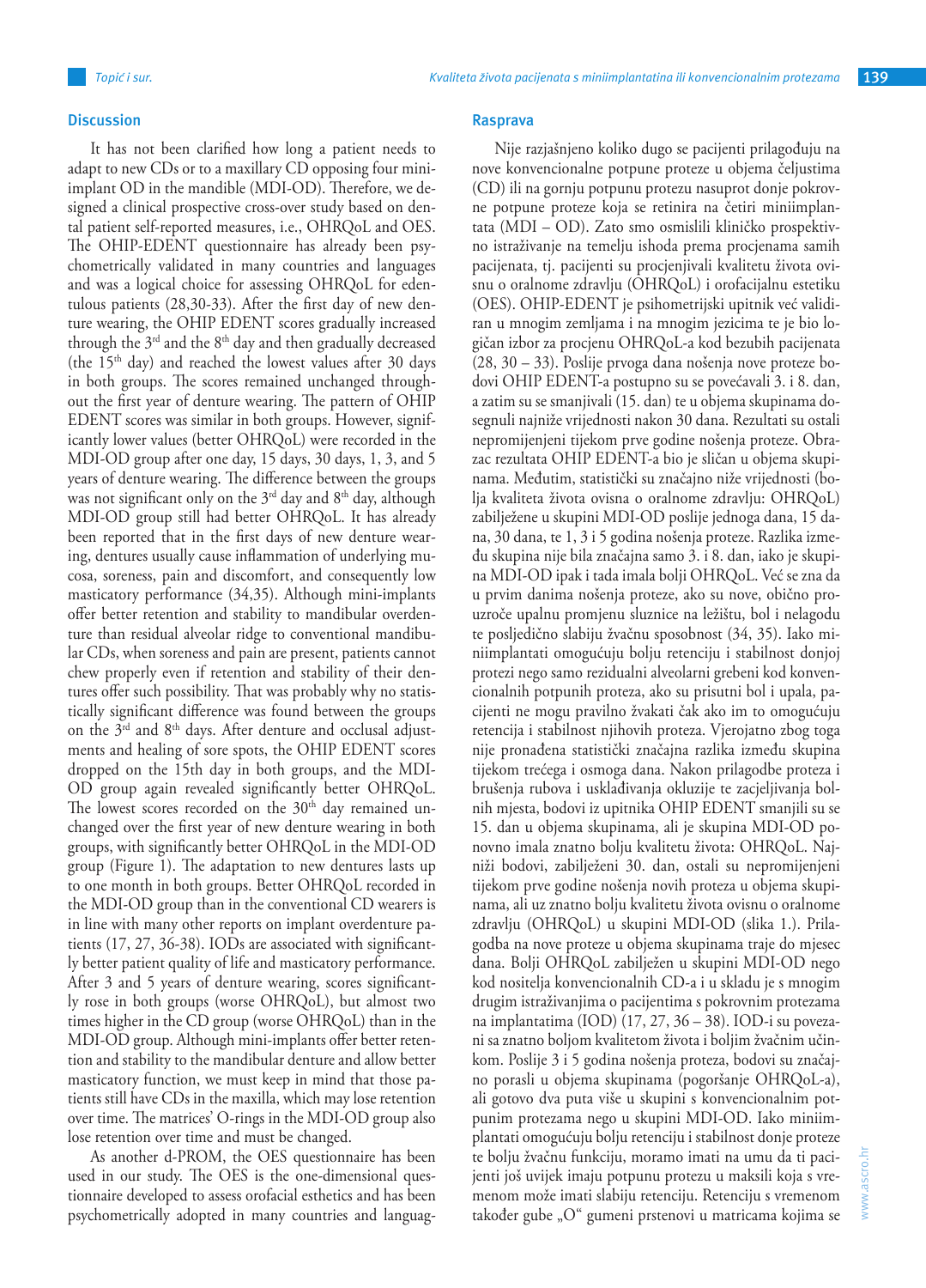## Discussion

It has not been clarified how long a patient needs to adapt to new CDs or to a maxillary CD opposing four mini-implant OD in the mandible (MDI-OD). Therefore, we designed a clinical prospective cross-over study based on dental patient self-reported measures, i.e., OHRQoL and OES. The OHIP-EDENT questionnaire has already been psychometrically validated in many countries and languages and was a logical choice for assessing OHRQoL for edentulous patients (28,30-33). After the first day of new denture wearing, the OHIP EDENT scores gradually increased through the 3rd and the 8th day and then gradually decreased (the 15th day) and reached the lowest values after 30 days in both groups. The scores remained unchanged throughout the first year of denture wearing. The pattern of OHIP EDENT scores was similar in both groups. However, significantly lower values (better OHRQoL) were recorded in the MDI-OD group after one day, 15 days, 30 days, 1, 3, and 5 years of denture wearing. The difference between the groups was not significant only on the 3rd day and 8th day, although MDI-OD group still had better OHRQoL. It has already been reported that in the first days of new denture wearing, dentures usually cause inflammation of underlying mucosa, soreness, pain and discomfort, and consequently low masticatory performance (34,35). Although mini-implants offer better retention and stability to mandibular overdenture than residual alveolar ridge to conventional mandibular CDs, when soreness and pain are present, patients cannot chew properly even if retention and stability of their dentures offer such possibility. That was probably why no statistically significant difference was found between the groups on the 3rd and 8th days. After denture and occlusal adjustments and healing of sore spots, the OHIP EDENT scores dropped on the 15th day in both groups, and the MDI-OD group again revealed significantly better OHRQoL. The lowest scores recorded on the 30th day remained unchanged over the first year of new denture wearing in both groups, with significantly better OHRQoL in the MDI-OD group (Figure 1). The adaptation to new dentures lasts up to one month in both groups. Better OHRQoL recorded in the MDI-OD group than in the conventional CD wearers is in line with many other reports on implant overdenture patients (17, 27, 36-38). IODs are associated with significantly better patient quality of life and masticatory performance. After 3 and 5 years of denture wearing, scores significantly rose in both groups (worse OHRQoL), but almost two times higher in the CD group (worse OHRQoL) than in the MDI-OD group. Although mini-implants offer better retention and stability to the mandibular denture and allow better masticatory function, we must keep in mind that those patients still have CDs in the maxilla, which may lose retention over time. The matrices' O-rings in the MDI-OD group also lose retention over time and must be changed.

As another d-PROM, the OES questionnaire has been used in our study. The OES is the one-dimensional questionnaire developed to assess orofacial esthetics and has been psychometrically adopted in many countries and languag-

## Rasprava

Nije razjašnjeno koliko dugo se pacijenti prilagođuju na nove konvencionalne potpune proteze u objema čeljustima (CD) ili na gornju potpunu protezu nasuprot donje pokrovne potpune proteze koja se retinira na četiri miniimplantata (MDI – OD). Zato smo osmislili kliničko prospektivno istraživanje na temelju ishoda prema procjenama samih pacijenata, tj. pacijenti su procjenjivali kvalitetu života ovisnu o oralnome zdravlju (OHRQoL) i orofacijalnu estetiku (OES). OHIP-EDENT je psihometrijski upitnik već validiran u mnogim zemljama i na mnogim jezicima te je bio logičan izbor za procjenu OHRQoL-a kod bezubih pacijenata (28, 30 – 33). Poslije prvoga dana nošenja nove proteze bodovi OHIP EDENT-a postupno su se povećavali 3. i 8. dan, a zatim su se smanjivali (15. dan) te u objema skupinama dosegnuli najniže vrijednosti nakon 30 dana. Rezultati su ostali nepromijenjeni tijekom prve godine nošenja proteze. Obrazac rezultata OHIP EDENT-a bio je sličan u objema skupinama. Međutim, statistički su značajno niže vrijednosti (bolja kvaliteta života ovisna o oralnome zdravlju: OHRQoL) zabilježene u skupini MDI-OD poslije jednoga dana, 15 dana, 30 dana, te 1, 3 i 5 godina nošenja proteze. Razlika između skupina nije bila značajna samo 3. i 8. dan, iako je skupina MDI-OD ipak i tada imala bolji OHRQoL. Već se zna da u prvim danima nošenja proteze, ako su nove, obično prouzroče upalnu promjenu sluznice na ležištu, bol i nelagodu te posljedično slabiju žvačnu sposobnost (34, 35). Iako miniimplantati omogućuju bolju retenciju i stabilnost donjoj protezi nego samo rezidualni alveolarni grebeni kod konvencionalnih potpunih proteza, ako su prisutni bol i upala, pacijenti ne mogu pravilno žvakati čak ako im to omogućuju retencija i stabilnost njihovih proteza. Vjerojatno zbog toga nije pronađena statistički značajna razlika između skupina tijekom trećega i osmoga dana. Nakon prilagodbe proteza i brušenja rubova i usklađivanja okluzije te zacjeljivanja bolnih mjesta, bodovi iz upitnika OHIP EDENT smanjili su se 15. dan u objema skupinama, ali je skupina MDI-OD ponovno imala znatno bolju kvalitetu života: OHRQoL. Najniži bodovi, zabilježeni 30. dan, ostali su nepromijenjeni tijekom prve godine nošenja novih proteza u objema skupinama, ali uz znatno bolju kvalitetu života ovisnu o oralnome zdravlju (OHRQoL) u skupini MDI-OD (slika 1.). Prilagodba na nove proteze u objema skupinama traje do mjesec dana. Bolji OHRQoL zabilježen u skupini MDI-OD nego kod nositelja konvencionalnih CD-a i u skladu je s mnogim drugim istraživanjima o pacijentima s pokrovnim protezama na implantatima (IOD) (17, 27, 36 – 38). IOD-i su povezani sa znatno boljom kvalitetom života i boljim žvačnim učinkom. Poslije 3 i 5 godina nošenja proteza, bodovi su značajno porasli u objema skupinama (pogoršanje OHRQoL-a), ali gotovo dva puta više u skupini s konvencionalnim potpunim protezama nego u skupini MDI-OD. Iako miniimplantati omogućuju bolju retenciju i stabilnost donje proteze te bolju žvačnu funkciju, moramo imati na umu da ti pacijenti još uvijek imaju potpunu protezu u maksili koja s vremenom može imati slabiju retenciju. Retenciju s vremenom također gube „O" gumeni prstenovi u matricama kojima se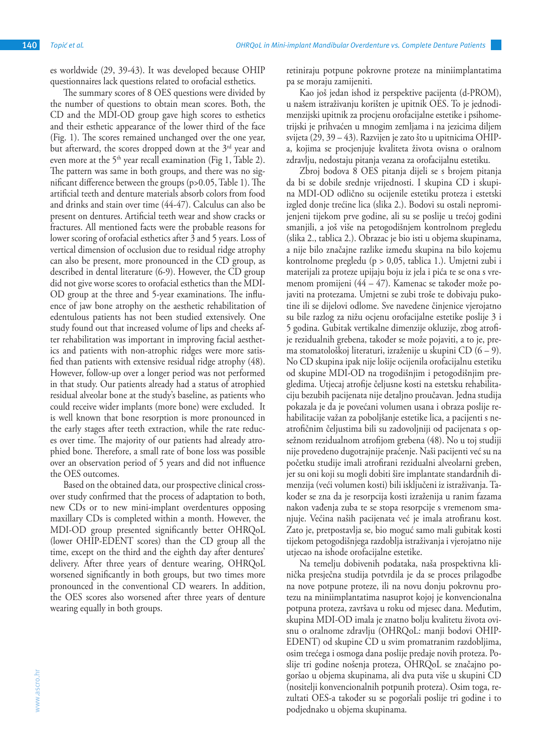es worldwide (29, 39-43). It was developed because OHIP questionnaires lack questions related to orofacial esthetics.

The summary scores of 8 OES questions were divided by the number of questions to obtain mean scores. Both, the CD and the MDI-OD group gave high scores to esthetics and their esthetic appearance of the lower third of the face (Fig. 1). The scores remained unchanged over the one year, but afterward, the scores dropped down at the 3rd year and even more at the 5th year recall examination (Fig 1, Table 2). The pattern was same in both groups, and there was no significant difference between the groups ($p>0.05$, Table 1). The artificial teeth and denture materials absorb colors from food and drinks and stain over time (44-47). Calculus can also be present on dentures. Artificial teeth wear and show cracks or fractures. All mentioned facts were the probable reasons for lower scoring of orofacial esthetics after 3 and 5 years. Loss of vertical dimension of occlusion due to residual ridge atrophy can also be present, more pronounced in the CD group, as described in dental literature (6-9). However, the CD group did not give worse scores to orofacial esthetics than the MDI-OD group at the three and 5-year examinations. The influence of jaw bone atrophy on the aesthetic rehabilitation of edentulous patients has not been studied extensively. One study found out that increased volume of lips and cheeks after rehabilitation was important in improving facial aesthetics and patients with non-atrophic ridges were more satisfied than patients with extensive residual ridge atrophy (48). However, follow-up over a longer period was not performed in that study. Our patients already had a status of atrophied residual alveolar bone at the study's baseline, as patients who could receive wider implants (more bone) were excluded. It is well known that bone resorption is more pronounced in the early stages after teeth extraction, while the rate reduces over time. The majority of our patients had already atrophied bone. Therefore, a small rate of bone loss was possible over an observation period of 5 years and did not influence the OES outcomes.

Based on the obtained data, our prospective clinical crossover study confirmed that the process of adaptation to both, new CDs or to new mini-implant overdentures opposing maxillary CDs is completed within a month. However, the MDI-OD group presented significantly better OHRQoL (lower OHIP-EDENT scores) than the CD group all the time, except on the third and the eighth day after dentures' delivery. After three years of denture wearing, OHRQoL worsened significantly in both groups, but two times more pronounced in the conventional CD wearers. In addition, the OES scores also worsened after three years of denture wearing equally in both groups.

retiniraju potpune pokrovne proteze na miniimplantatima pa se moraju zamijeniti.

Kao još jedan ishod iz perspektive pacijenta (d-PROM), u našem istraživanju korišten je upitnik OES. To je jednodimenzijski upitnik za procjenu orofacijalne estetike i psihometrijski je prihvaćen u mnogim zemljama i na jezicima diljem svijeta (29, 39 – 43). Razvijen je zato što u upitnicima OHIP-a, kojima se procjenjuje kvaliteta života ovisna o oralnom zdravlju, nedostaju pitanja vezana za orofacijalnu estetiku.

Zbroj bodova 8 OES pitanja dijeli se s brojem pitanja da bi se dobile srednje vrijednosti. I skupina CD i skupina MDI-OD odlično su ocijenile estetiku proteza i estetski izgled donje trećine lica (slika 2.). Bodovi su ostali nepromijenjeni tijekom prve godine, ali su se poslije u trećoj godini smanjili, a još više na petogodišnjem kontrolnom pregledu (slika 2., tablica 2.). Obrazac je bio isti u objema skupinama, a nije bilo značajne razlike između skupina na bilo kojemu kontrolnome pregledu ($p > 0,05$, tablica 1.). Umjetni zubi i materijali za proteze upijaju boju iz jela i pića te se ona s vremenom promijeni (44 – 47). Kamenac se također može pojaviti na protezama. Umjetni se zubi troše te dobivaju pukotine ili se dijelovi odlome. Sve navedene činjenice vjerojatno su bile razlog za nižu ocjenu orofacijalne estetike poslije 3 i 5 godina. Gubitak vertikalne dimenzije okluzije, zbog atrofije rezidualnih grebena, također se može pojaviti, a to je, prema stomatološkoj literaturi, izraženije u skupini CD (6 – 9). No CD skupina ipak nije lošije ocijenila orofacijalnu estetiku od skupine MDI-OD na trogodišnjim i petogodišnjim pregledima. Utjecaj atrofije čeljusne kosti na estetsku rehabilitaciju bezubih pacijenata nije detaljno proučavan. Jedna studija pokazala je da je povećani volumen usana i obraza poslije rehabilitacije važan za poboljšanje estetike lica, a pacijenti s neatrofičnim čeljustima bili su zadovoljniji od pacijenata s opsežnom rezidualnom atrofijom grebena (48). No u toj studiji nije provedeno dugotrajnije praćenje. Naši pacijenti već su na početku studije imali atrofirani rezidualni alveolarni greben, jer su oni koji su mogli dobiti šire implantate standardnih dimenzija (veći volumen kosti) bili isključeni iz istraživanja. Također se zna da je resorpcija kosti izraženija u ranim fazama nakon vađenja zuba te se stopa resorpcije s vremenom smanjuje. Većina naših pacijenata već je imala atrofiranu kost. Zato je, pretpostavlja se, bio moguć samo mali gubitak kosti tijekom petogodišnjega razdoblja istraživanja i vjerojatno nije utjecao na ishode orofacijalne estetike.

Na temelju dobivenih podataka, naša prospektivna klinička presječna studija potvrdila je da se proces prilagodbe na nove potpune proteze, ili na novu donju pokrovnu protezu na miniimplantatima nasuprot kojoj je konvencionalna potpuna proteza, završava u roku od mjesec dana. Međutim, skupina MDI-OD imala je znatno bolju kvalitetu života ovisnu o oralnome zdravlju (OHRQoL: manji bodovi OHIP-EDENT) od skupine CD u svim promatranim razdobljima, osim trećega i osmoga dana poslije predaje novih proteza. Poslije tri godine nošenja proteza, OHRQoL se značajno pogoršao u objema skupinama, ali dva puta više u skupini CD (nositelji konvencionalnih potpunih proteza). Osim toga, rezultati OES-a također su se pogoršali poslije tri godine i to podjednako u objema skupinama.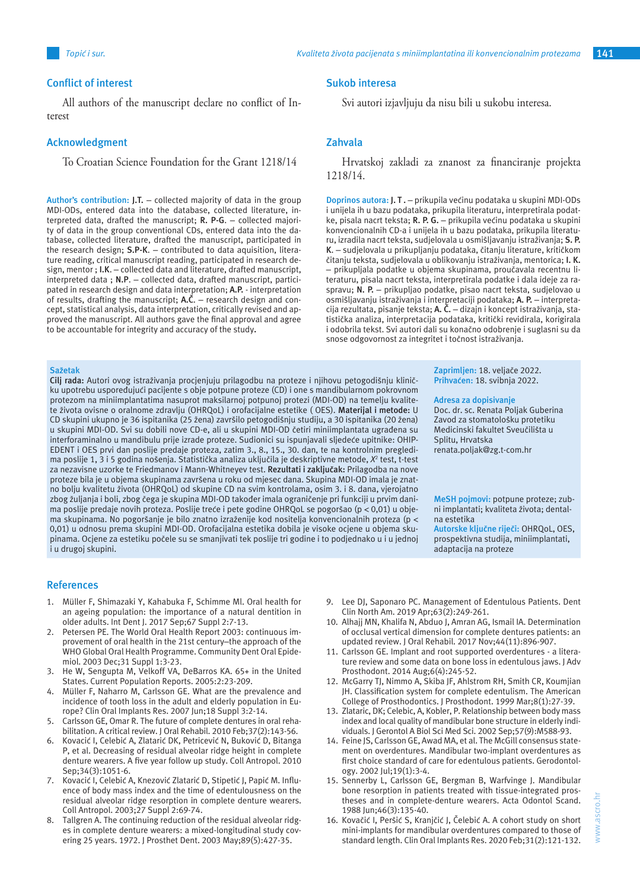## Conflict of interest

All authors of the manuscript declare no conflict of Interest

## Acknowledgment

To Croatian Science Foundation for the Grant 1218/14

**Author's contribution:** **J.T.** – collected majority of data in the group MDI-ODs, entered data into the database, collected literature, interpreted data, drafted the manuscript; **R. P-G.** – collected majority of data in the group conventional CDs, entered data into the database, collected literature, drafted the manuscript, participated in the research design; **S.P-K.** – contributed to data aquisition, literature reading, critical manuscript reading, participated in research design, mentor ; **I.K.** – collected data and literature, drafted manuscript, interpreted data ; **N.P.** – collected data, drafted manuscript, participated in research design and data interpretation; **A.P.** - interpretation of results, drafting the manuscript; **A.Č.** – research design and concept, statistical analysis, data interpretation, critically revised and approved the manuscript. All authors gave the final approval and agree to be accountable for integrity and accuracy of the study.

## Sukob interesa

Svi autori izjavljuju da nisu bili u sukobu interesa.

## Zahvala

Hrvatskoj zakladi za znanost za financiranje projekta 1218/14.

**Doprinos autora:** **J. T .** – prikupila većinu podataka u skupini MDI-ODs i unijela ih u bazu podataka, prikupila literaturu, interpretirala podatke, pisala nacrt teksta; **R. P. G.** – prikupila većinu podataka u skupini konvencionalnih CD-a i unijela ih u bazu podataka, prikupila literaturu, izradila nacrt teksta, sudjelovala u osmišljavanju istraživanja; **S. P. K.** – sudjelovala u prikupljanju podataka, čitanju literature, kritičkom čitanju teksta, sudjelovala u oblikovanju istraživanja, mentorica; **I. K.** – prikupljala podatke u objema skupinama, proučavala recentnu literaturu, pisala nacrt teksta, interpretirala podatke i dala ideje za raspravu; **N. P.** – prikupljao podatke, pisao nacrt teksta, sudjelovao u osmišljavanju istraživanja i interpretaciji podataka; **A. P.** – interpretacija rezultata, pisanje teksta; **A. Č.** – dizajn i koncept istraživanja, statistička analiza, interpretacija podataka, kritički revidirala, korigirala i odobrila tekst. Svi autori dali su konačno odobrenje i suglasni su da snose odgovornost za integritet i točnost istraživanja.

## Sažetak

**Cilj rada:** Autori ovog istraživanja procjenjuju prilagodbu na proteze i njihovu petogodišnju kliničku upotrebu uspoređujući pacijente s obje potpune proteze (CD) i one s mandibularnom pokrovnom protezom na miniimplantatima nasuprot maksilarnoj potpunoj protezi (MDI-OD) na temelju kvalitete života ovisne o oralnome zdravlju (OHRQoL) i orofacijalne estetike ( OES). **Materijal i metode:** U CD skupini ukupno je 36 ispitanika (25 žena) završilo petogodišnju studiju, a 30 ispitanika (20 žena) u skupini MDI-OD. Svi su dobili nove CD-e, ali u skupini MDI-OD četiri miniimplantata ugrađena su interforaminalno u mandibulu prije izrade proteze. Sudionici su ispunjavali sljedeće upitnike: OHIP-EDENT i OES prvi dan poslije predaje proteza, zatim 3., 8., 15., 30. dan, te na kontrolnim pregledima poslije 1, 3 i 5 godina nošenja. Statistička analiza uključila je deskriptivne metode, $X^2$ test, t-test za nezavisne uzorke te Friedmanov i Mann-Whitneyev test. **Rezultati i zaključak:** Prilagodba na nove proteze bila je u objema skupinama završena u roku od mjesec dana. Skupina MDI-OD imala je znatno bolju kvalitetu života (OHRQoL) od skupine CD na svim kontrolama, osim 3. i 8. dana, vjerojatno zbog žuljanja i boli, zbog čega je skupina MDI-OD također imala ograničenje pri funkciji u prvim danima poslije predaje novih proteza. Poslije treće i pete godine OHRQoL se pogoršao (p < 0,01) u objema skupinama. No pogoršanje je bilo znatno izraženije kod nositelja konvencionalnih proteza (p < 0,01) u odnosu prema skupini MDI-OD. Orofacijalna estetika dobila je visoke ocjene u objema skupinama. Ocjene za estetiku počele su se smanjivati tek poslije tri godine i to podjednako u i u jednoj i u drugoj skupini.

**Zaprimljen:** 18. veljače 2022.
**Prihvaćen:** 18. svibnja 2022.

**Adresa za dopisivanje**
Doc. dr. sc. Renata Poljak Guberina
Zavod za stomatološku protetiku
Medicinski fakultet Sveučilišta u Splitu, Hrvatska
renata.poljak@zg.t-com.hr

**MeSH pojmovi:** potpune proteze; zubni implantati; kvaliteta života; dentalna estetika
**Autorske ključne riječi:** OHRQoL, OES, prospektivna studija, miniimplantati, adaptacija na proteze

## References

1. Müller F, Shimazaki Y, Kahabuka F, Schimme Ml. Oral health for an ageing population: the importance of a natural dentition in older adults. Int Dent J. 2017 Sep;67 Suppl 2:7-13.
2. Petersen PE. The World Oral Health Report 2003: continuous improvement of oral health in the 21st century–the approach of the WHO Global Oral Health Programme. Community Dent Oral Epidemiol. 2003 Dec;31 Suppl 1:3-23.
3. He W, Sengupta M, Velkoff VA, DeBarros KA. 65+ in the United States. Current Population Reports. 2005:2:23-209.
4. Müller F, Naharro M, Carlsson GE. What are the prevalence and incidence of tooth loss in the adult and elderly population in Europe? Clin Oral Implants Res. 2007 Jun;18 Suppl 3:2-14.
5. Carlsson GE, Omar R. The future of complete dentures in oral rehabilitation. A critical review. J Oral Rehabil. 2010 Feb;37(2):143-56.
6. Kovačić I, Celebić A, Zlatarić DK, Petricević N, Buković D, Bitanga P, et al. Decreasing of residual alveolar ridge height in complete denture wearers. A five year follow up study. Coll Antropol. 2010 Sep;34(3):1051-6.
7. Kovačić I, Celebić A, Knezović Zlatarić D, Stipetić J, Papić M. Influence of body mass index and the time of edentulousness on the residual alveolar ridge resorption in complete denture wearers. Coll Antropol. 2003;27 Suppl 2:69-74.
8. Tallgren A. The continuing reduction of the residual alveolar ridges in complete denture wearers: a mixed-longitudinal study covering 25 years. 1972. J Prosthet Dent. 2003 May;89(5):427-35.
9. Lee DJ, Saponaro PC. Management of Edentulous Patients. Dent Clin North Am. 2019 Apr;63(2):249-261.
10. Alhajj MN, Khalifa N, Abduo J, Amran AG, Ismail IA. Determination of occlusal vertical dimension for complete dentures patients: an updated review. J Oral Rehabil. 2017 Nov;44(11):896-907.
11. Carlsson GE. Implant and root supported overdentures - a literature review and some data on bone loss in edentulous jaws. J Adv Prosthodont. 2014 Aug;6(4):245-52.
12. McGarry TJ, Nimmo A, Skiba JF, Ahlstrom RH, Smith CR, Koumjian JH. Classification system for complete edentulism. The American College of Prosthodontics. J Prosthodont. 1999 Mar;8(1):27-39.
13. Zlataric, DK; Celebic, A, Kobler, P. Relationship between body mass index and local quality of mandibular bone structure in elderly individuals. J Gerontol A Biol Sci Med Sci. 2002 Sep;57(9):M588-93.
14. Feine JS, Carlsson GE, Awad MA, et al. The McGill consensus statement on overdentures. Mandibular two-implant overdentures as first choice standard of care for edentulous patients. Gerodontology. 2002 Jul;19(1):3-4.
15. Sennerby L, Carlsson GE, Bergman B, Warfvinge J. Mandibular bone resorption in patients treated with tissue-integrated prostheses and in complete-denture wearers. Acta Odontol Scand. 1988 Jun;46(3):135-40.
16. Kovačić I, Peršić S, Kranjčić J, Čelebić A. A cohort study on short mini-implants for mandibular overdentures compared to those of standard length. Clin Oral Implants Res. 2020 Feb;31(2):121-132.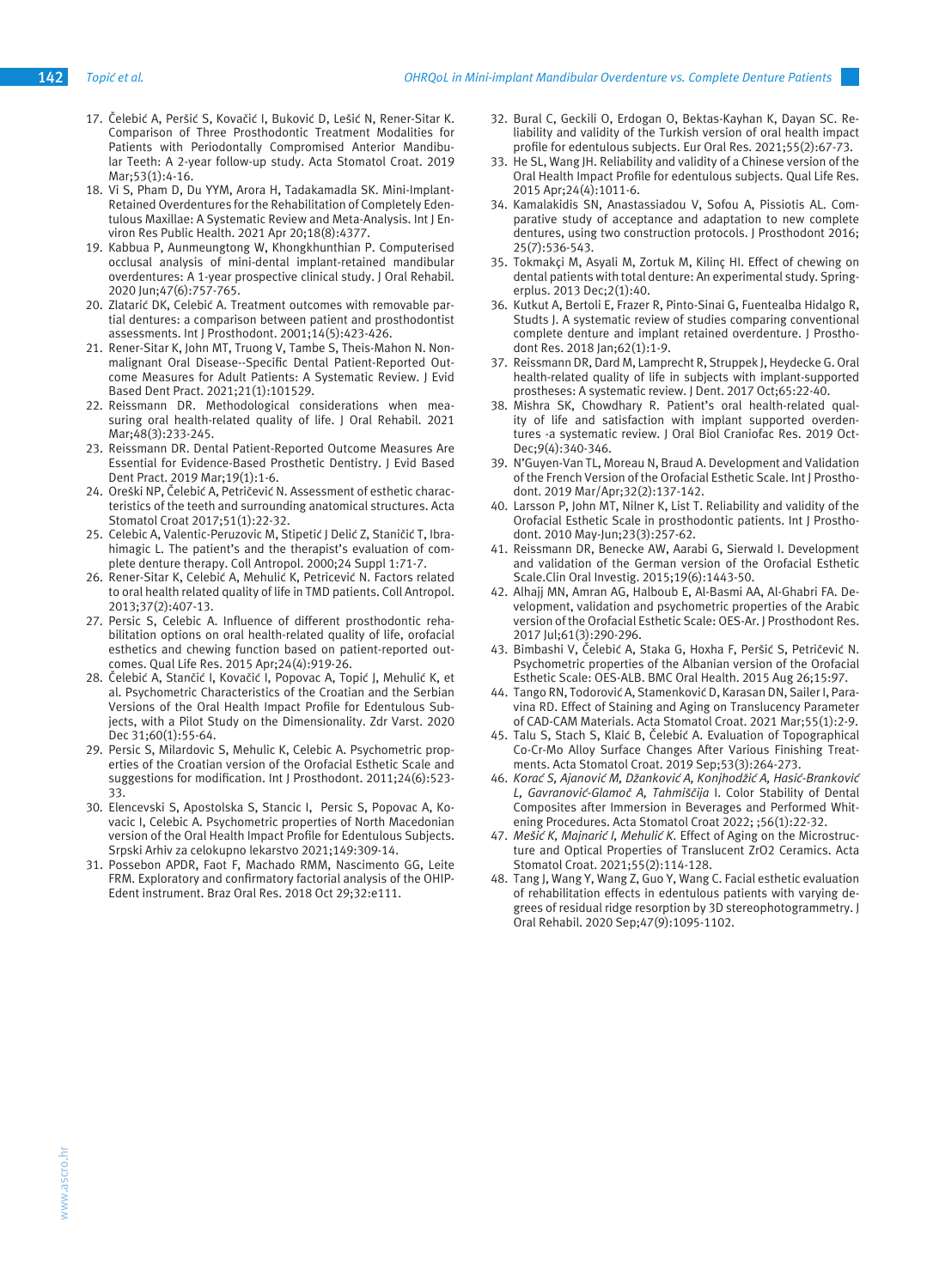17. Čelebić A, Peršić S, Kovačić I, Buković D, Lešić N, Rener-Sitar K. Comparison of Three Prosthodontic Treatment Modalities for Patients with Periodontally Compromised Anterior Mandibular Teeth: A 2-year follow-up study. Acta Stomatol Croat. 2019 Mar;53(1):4-16.
18. Vi S, Pham D, Du YYM, Arora H, Tadakamadla SK. Mini-Implant-Retained Overdentures for the Rehabilitation of Completely Edentulous Maxillae: A Systematic Review and Meta-Analysis. Int J Environ Res Public Health. 2021 Apr 20;18(8):4377.
19. Kabbua P, Aunmeungtong W, Khongkhunthian P. Computerised occlusal analysis of mini-dental implant-retained mandibular overdentures: A 1-year prospective clinical study. J Oral Rehabil. 2020 Jun;47(6):757-765.
20. Zlatarić DK, Celebić A. Treatment outcomes with removable partial dentures: a comparison between patient and prosthodontist assessments. Int J Prosthodont. 2001;14(5):423-426.
21. Rener-Sitar K, John MT, Truong V, Tambe S, Theis-Mahon N. Nonmalignant Oral Disease--Specific Dental Patient-Reported Outcome Measures for Adult Patients: A Systematic Review. J Evid Based Dent Pract. 2021;21(1):101529.
22. Reissmann DR. Methodological considerations when measuring oral health-related quality of life. J Oral Rehabil. 2021 Mar;48(3):233-245.
23. Reissmann DR. Dental Patient-Reported Outcome Measures Are Essential for Evidence-Based Prosthetic Dentistry. J Evid Based Dent Pract. 2019 Mar;19(1):1-6.
24. Oreški NP, Čelebić A, Petričević N. Assessment of esthetic characteristics of the teeth and surrounding anatomical structures. Acta Stomatol Croat 2017;51(1):22-32.
25. Celebic A, Valentic-Peruzovic M, Stipetić J Delić Z, Staničić T, Ibrahimagic L. The patient's and the therapist's evaluation of complete denture therapy. Coll Antropol. 2000;24 Suppl 1:71-7.
26. Rener-Sitar K, Celebić A, Mehulić K, Petricević N. Factors related to oral health related quality of life in TMD patients. Coll Antropol. 2013;37(2):407-13.
27. Persic S, Celebic A. Influence of different prosthodontic rehabilitation options on oral health-related quality of life, orofacial esthetics and chewing function based on patient-reported outcomes. Qual Life Res. 2015 Apr;24(4):919-26.
28. Čelebić A, Stančić I, Kovačić I, Popovac A, Topić J, Mehulić K, et al. Psychometric Characteristics of the Croatian and the Serbian Versions of the Oral Health Impact Profile for Edentulous Subjects, with a Pilot Study on the Dimensionality. Zdr Varst. 2020 Dec 31;60(1):55-64.
29. Persic S, Milardovic S, Mehulic K, Celebic A. Psychometric properties of the Croatian version of the Orofacial Esthetic Scale and suggestions for modification. Int J Prosthodont. 2011;24(6):523-33.
30. Elencevski S, Apostolska S, Stancic I, Persic S, Popovac A, Kovacic I, Celebic A. Psychometric properties of North Macedonian version of the Oral Health Impact Profile for Edentulous Subjects. Srpski Arhiv za celokupno lekarstvo 2021;149:309-14.
31. Possebon APDR, Faot F, Machado RMM, Nascimento GG, Leite FRM. Exploratory and confirmatory factorial analysis of the OHIP-Edent instrument. Braz Oral Res. 2018 Oct 29;32:e111.
32. Bural C, Geckili O, Erdogan O, Bektas-Kayhan K, Dayan SC. Reliability and validity of the Turkish version of oral health impact profile for edentulous subjects. Eur Oral Res. 2021;55(2):67-73.
33. He SL, Wang JH. Reliability and validity of a Chinese version of the Oral Health Impact Profile for edentulous subjects. Qual Life Res. 2015 Apr;24(4):1011-6.
34. Kamalakidis SN, Anastassiadou V, Sofou A, Pissiotis AL. Comparative study of acceptance and adaptation to new complete dentures, using two construction protocols. J Prosthodont 2016; 25(7):536-543.
35. Tokmakçi M, Asyali M, Zortuk M, Kilinç HI. Effect of chewing on dental patients with total denture: An experimental study. Springerplus. 2013 Dec;2(1):40.
36. Kutkut A, Bertoli E, Frazer R, Pinto-Sinai G, Fuentealba Hidalgo R, Studts J. A systematic review of studies comparing conventional complete denture and implant retained overdenture. J Prosthodont Res. 2018 Jan;62(1):1-9.
37. Reissmann DR, Dard M, Lamprecht R, Struppek J, Heydecke G. Oral health-related quality of life in subjects with implant-supported prostheses: A systematic review. J Dent. 2017 Oct;65:22-40.
38. Mishra SK, Chowdhary R. Patient's oral health-related quality of life and satisfaction with implant supported overdentures -a systematic review. J Oral Biol Craniofac Res. 2019 Oct-Dec;9(4):340-346.
39. N'Guyen-Van TL, Moreau N, Braud A. Development and Validation of the French Version of the Orofacial Esthetic Scale. Int J Prosthodont. 2019 Mar/Apr;32(2):137-142.
40. Larsson P, John MT, Nilner K, List T. Reliability and validity of the Orofacial Esthetic Scale in prosthodontic patients. Int J Prosthodont. 2010 May-Jun;23(3):257-62.
41. Reissmann DR, Benecke AW, Aarabi G, Sierwald I. Development and validation of the German version of the Orofacial Esthetic Scale.Clin Oral Investig. 2015;19(6):1443-50.
42. Alhajj MN, Amran AG, Halboub E, Al-Basmi AA, Al-Ghabri FA. Development, validation and psychometric properties of the Arabic version of the Orofacial Esthetic Scale: OES-Ar. J Prosthodont Res. 2017 Jul;61(3):290-296.
43. Bimbashi V, Čelebić A, Staka G, Hoxha F, Peršić S, Petričević N. Psychometric properties of the Albanian version of the Orofacial Esthetic Scale: OES-ALB. BMC Oral Health. 2015 Aug 26;15:97.
44. Tango RN, Todorović A, Stamenković D, Karasan DN, Sailer I, Paravina RD. Effect of Staining and Aging on Translucency Parameter of CAD-CAM Materials. Acta Stomatol Croat. 2021 Mar;55(1):2-9.
45. Talu S, Stach S, Klaić B, Čelebić A. Evaluation of Topographical Co-Cr-Mo Alloy Surface Changes After Various Finishing Treatments. Acta Stomatol Croat. 2019 Sep;53(3):264-273.
46. *Korać S, Ajanović M, Džanković A, Konjhodžić A, Hasić-Branković L, Gavranović-Glamoč A, Tahmiščija* I. Color Stability of Dental Composites after Immersion in Beverages and Performed Whitening Procedures. Acta Stomatol Croat 2022; ;56(1):22-32.
47. *Mešić K, Majnarić I, Mehulić K.* Effect of Aging on the Microstructure and Optical Properties of Translucent ZrO2 Ceramics. Acta Stomatol Croat. 2021;55(2):114-128.
48. Tang J, Wang Y, Wang Z, Guo Y, Wang C. Facial esthetic evaluation of rehabilitation effects in edentulous patients with varying degrees of residual ridge resorption by 3D stereophotogrammetry. J Oral Rehabil. 2020 Sep;47(9):1095-1102.